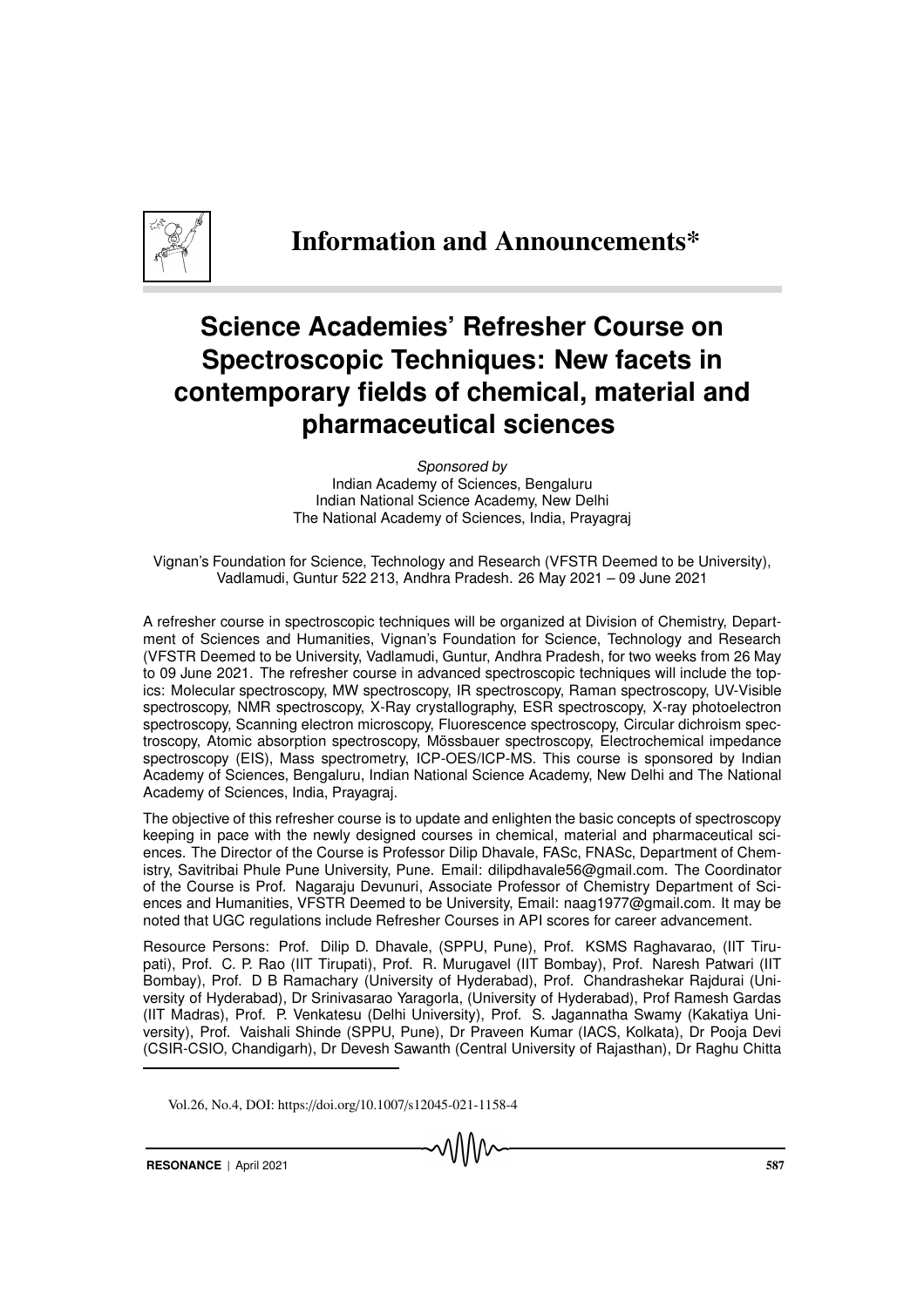# Information and Announcements*

## Science Academies' Refresher Course on Spectroscopic Techniques: New facets in contemporary fields of chemical, material and pharmaceutical sciences

*Sponsored by*
Indian Academy of Sciences, Bengaluru
Indian National Science Academy, New Delhi
The National Academy of Sciences, India, Prayagraj

Vignan's Foundation for Science, Technology and Research (VFSTR Deemed to be University), Vadlamudi, Guntur 522 213, Andhra Pradesh. 26 May 2021 – 09 June 2021

A refresher course in spectroscopic techniques will be organized at Division of Chemistry, Department of Sciences and Humanities, Vignan's Foundation for Science, Technology and Research (VFSTR Deemed to be University, Vadlamudi, Guntur, Andhra Pradesh, for two weeks from 26 May to 09 June 2021. The refresher course in advanced spectroscopic techniques will include the topics: Molecular spectroscopy, MW spectroscopy, IR spectroscopy, Raman spectroscopy, UV-Visible spectroscopy, NMR spectroscopy, X-Ray crystallography, ESR spectroscopy, X-ray photoelectron spectroscopy, Scanning electron microscopy, Fluorescence spectroscopy, Circular dichroism spectroscopy, Atomic absorption spectroscopy, Mössbauer spectroscopy, Electrochemical impedance spectroscopy (EIS), Mass spectrometry, ICP-OES/ICP-MS. This course is sponsored by Indian Academy of Sciences, Bengaluru, Indian National Science Academy, New Delhi and The National Academy of Sciences, India, Prayagraj.

The objective of this refresher course is to update and enlighten the basic concepts of spectroscopy keeping in pace with the newly designed courses in chemical, material and pharmaceutical sciences. The Director of the Course is Professor Dilip Dhavale, FASc, FNASc, Department of Chemistry, Savitribai Phule Pune University, Pune. Email: dilipdhavale56@gmail.com. The Coordinator of the Course is Prof. Nagaraju Devunuri, Associate Professor of Chemistry Department of Sciences and Humanities, VFSTR Deemed to be University, Email: naag1977@gmail.com. It may be noted that UGC regulations include Refresher Courses in API scores for career advancement.

Resource Persons: Prof. Dilip D. Dhavale, (SPPU, Pune), Prof. KSMS Raghavarao, (IIT Tirupati), Prof. C. P. Rao (IIT Tirupati), Prof. R. Murugavel (IIT Bombay), Prof. Naresh Patwari (IIT Bombay), Prof. D B Ramachary (University of Hyderabad), Prof. Chandrashekar Rajdurai (University of Hyderabad), Dr Srinivasarao Yaragorla, (University of Hyderabad), Prof Ramesh Gardas (IIT Madras), Prof. P. Venkatesu (Delhi University), Prof. S. Jagannatha Swamy (Kakatiya University), Prof. Vaishali Shinde (SPPU, Pune), Dr Praveen Kumar (IACS, Kolkata), Dr Pooja Devi (CSIR-CSIO, Chandigarh), Dr Devesh Sawanth (Central University of Rajasthan), Dr Raghu Chitta

Vol.26, No.4, DOI: https://doi.org/10.1007/s12045-021-1158-4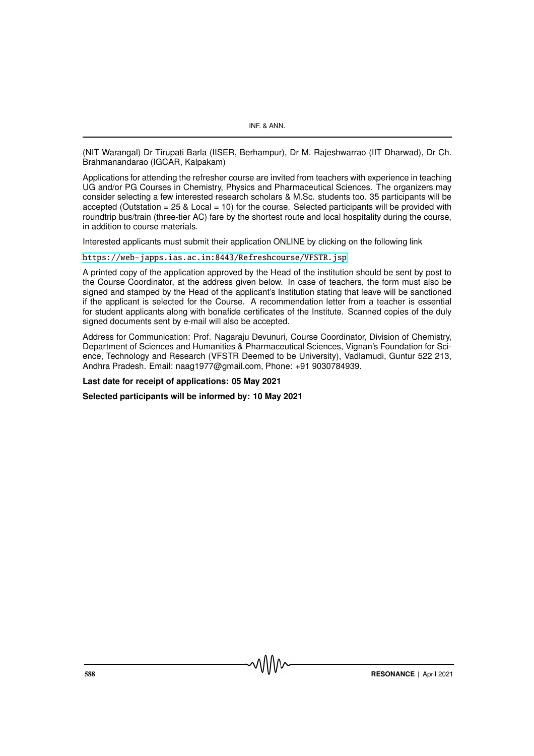(NIT Warangal) Dr Tirupati Barla (IISER, Berhampur), Dr M. Rajeshwarrao (IIT Dharwad), Dr Ch. Brahmanandarao (IGCAR, Kalpakam)

Applications for attending the refresher course are invited from teachers with experience in teaching UG and/or PG Courses in Chemistry, Physics and Pharmaceutical Sciences. The organizers may consider selecting a few interested research scholars & M.Sc. students too. 35 participants will be accepted (Outstation = 25 & Local = 10) for the course. Selected participants will be provided with roundtrip bus/train (three-tier AC) fare by the shortest route and local hospitality during the course, in addition to course materials.

Interested applicants must submit their application ONLINE by clicking on the following link

https://web-japps.ias.ac.in:8443/Refreshcourse/VFSTR.jsp

A printed copy of the application approved by the Head of the institution should be sent by post to the Course Coordinator, at the address given below. In case of teachers, the form must also be signed and stamped by the Head of the applicant's Institution stating that leave will be sanctioned if the applicant is selected for the Course. A recommendation letter from a teacher is essential for student applicants along with bonafide certificates of the Institute. Scanned copies of the duly signed documents sent by e-mail will also be accepted.

Address for Communication: Prof. Nagaraju Devunuri, Course Coordinator, Division of Chemistry, Department of Sciences and Humanities & Pharmaceutical Sciences, Vignan's Foundation for Science, Technology and Research (VFSTR Deemed to be University), Vadlamudi, Guntur 522 213, Andhra Pradesh. Email: naag1977@gmail.com, Phone: +91 9030784939.

**Last date for receipt of applications: 05 May 2021**

**Selected participants will be informed by: 10 May 2021**